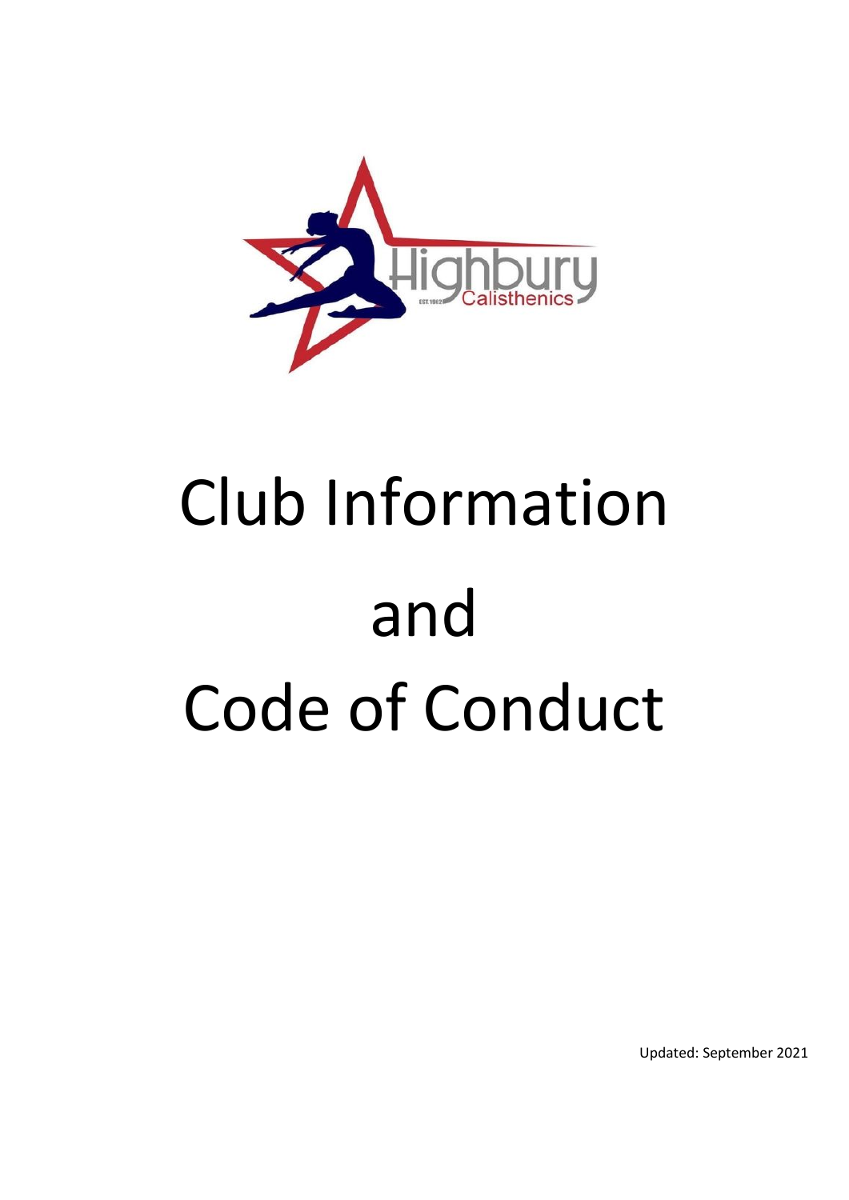# Club Information and Code of Conduct

Updated: September 2021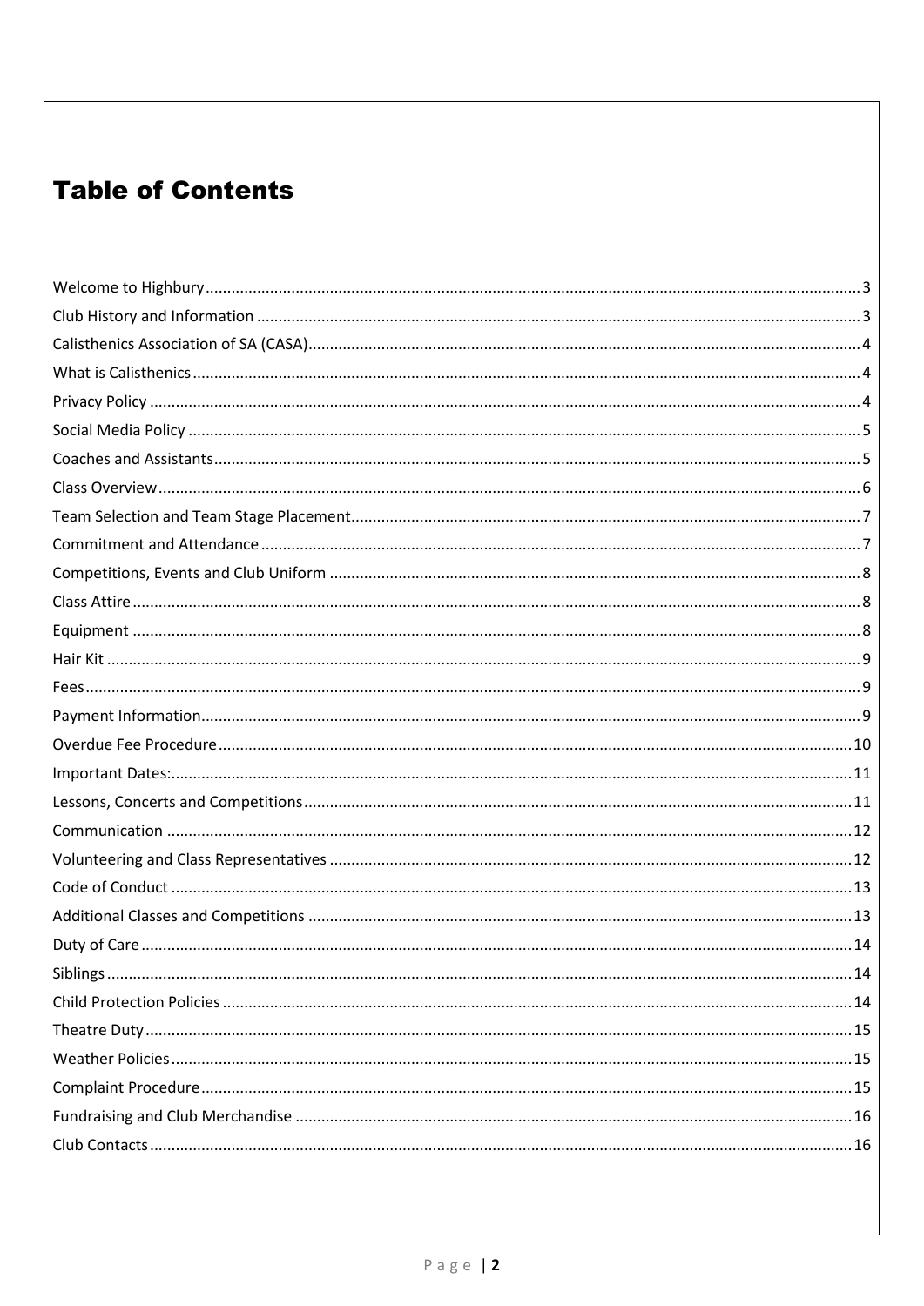# Table of Contents

Welcome to Highbury ........ 3
Club History and Information ........ 3
Calisthenics Association of SA (CASA) ........ 4
What is Calisthenics ........ 4
Privacy Policy ........ 4
Social Media Policy ........ 5
Coaches and Assistants ........ 5
Class Overview ........ 6
Team Selection and Team Stage Placement ........ 7
Commitment and Attendance ........ 7
Competitions, Events and Club Uniform ........ 8
Class Attire ........ 8
Equipment ........ 8
Hair Kit ........ 9
Fees ........ 9
Payment Information ........ 9
Overdue Fee Procedure ........ 10
Important Dates: ........ 11
Lessons, Concerts and Competitions ........ 11
Communication ........ 12
Volunteering and Class Representatives ........ 12
Code of Conduct ........ 13
Additional Classes and Competitions ........ 13
Duty of Care ........ 14
Siblings ........ 14
Child Protection Policies ........ 14
Theatre Duty ........ 15
Weather Policies ........ 15
Complaint Procedure ........ 15
Fundraising and Club Merchandise ........ 16
Club Contacts ........ 16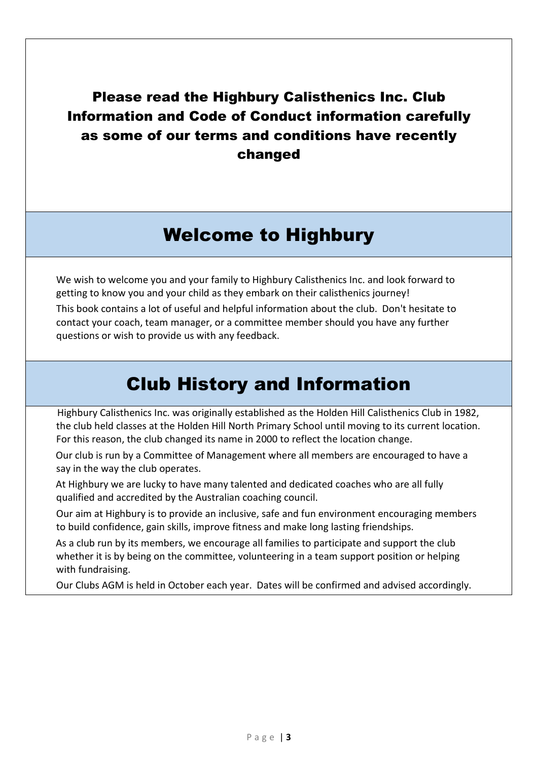**Please read the Highbury Calisthenics Inc. Club Information and Code of Conduct information carefully as some of our terms and conditions have recently changed**

## Welcome to Highbury

We wish to welcome you and your family to Highbury Calisthenics Inc. and look forward to getting to know you and your child as they embark on their calisthenics journey!

This book contains a lot of useful and helpful information about the club. Don't hesitate to contact your coach, team manager, or a committee member should you have any further questions or wish to provide us with any feedback.

## Club History and Information

Highbury Calisthenics Inc. was originally established as the Holden Hill Calisthenics Club in 1982, the club held classes at the Holden Hill North Primary School until moving to its current location. For this reason, the club changed its name in 2000 to reflect the location change.

Our club is run by a Committee of Management where all members are encouraged to have a say in the way the club operates.

At Highbury we are lucky to have many talented and dedicated coaches who are all fully qualified and accredited by the Australian coaching council.

Our aim at Highbury is to provide an inclusive, safe and fun environment encouraging members to build confidence, gain skills, improve fitness and make long lasting friendships.

As a club run by its members, we encourage all families to participate and support the club whether it is by being on the committee, volunteering in a team support position or helping with fundraising.

Our Clubs AGM is held in October each year. Dates will be confirmed and advised accordingly.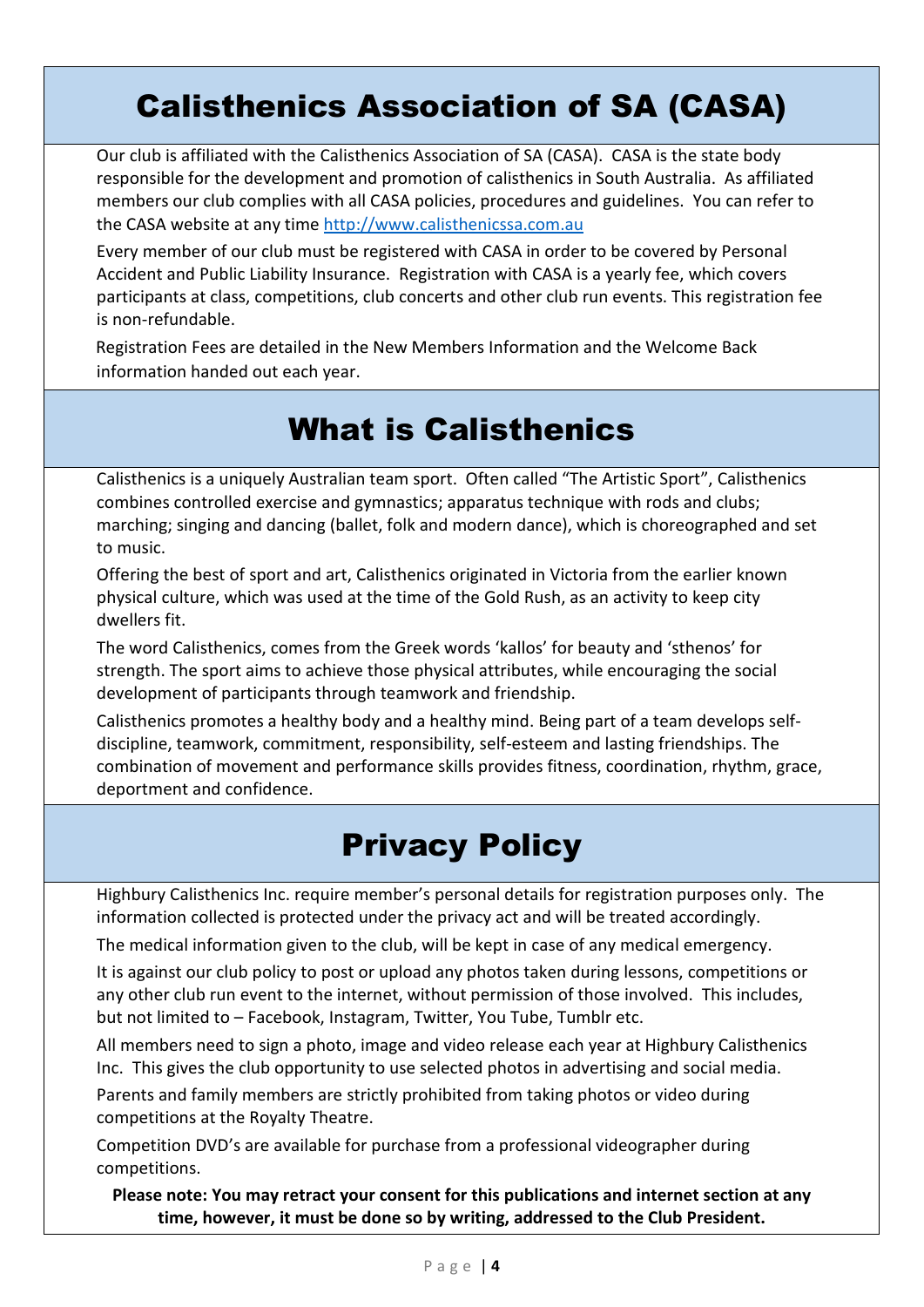# Calisthenics Association of SA (CASA)

Our club is affiliated with the Calisthenics Association of SA (CASA). CASA is the state body responsible for the development and promotion of calisthenics in South Australia. As affiliated members our club complies with all CASA policies, procedures and guidelines. You can refer to the CASA website at any time http://www.calisthenicssa.com.au

Every member of our club must be registered with CASA in order to be covered by Personal Accident and Public Liability Insurance. Registration with CASA is a yearly fee, which covers participants at class, competitions, club concerts and other club run events. This registration fee is non-refundable.

Registration Fees are detailed in the New Members Information and the Welcome Back information handed out each year.

# What is Calisthenics

Calisthenics is a uniquely Australian team sport. Often called "The Artistic Sport", Calisthenics combines controlled exercise and gymnastics; apparatus technique with rods and clubs; marching; singing and dancing (ballet, folk and modern dance), which is choreographed and set to music.

Offering the best of sport and art, Calisthenics originated in Victoria from the earlier known physical culture, which was used at the time of the Gold Rush, as an activity to keep city dwellers fit.

The word Calisthenics, comes from the Greek words 'kallos' for beauty and 'sthenos' for strength. The sport aims to achieve those physical attributes, while encouraging the social development of participants through teamwork and friendship.

Calisthenics promotes a healthy body and a healthy mind. Being part of a team develops self-discipline, teamwork, commitment, responsibility, self-esteem and lasting friendships. The combination of movement and performance skills provides fitness, coordination, rhythm, grace, deportment and confidence.

# Privacy Policy

Highbury Calisthenics Inc. require member's personal details for registration purposes only. The information collected is protected under the privacy act and will be treated accordingly.

The medical information given to the club, will be kept in case of any medical emergency.

It is against our club policy to post or upload any photos taken during lessons, competitions or any other club run event to the internet, without permission of those involved. This includes, but not limited to – Facebook, Instagram, Twitter, You Tube, Tumblr etc.

All members need to sign a photo, image and video release each year at Highbury Calisthenics Inc. This gives the club opportunity to use selected photos in advertising and social media.

Parents and family members are strictly prohibited from taking photos or video during competitions at the Royalty Theatre.

Competition DVD's are available for purchase from a professional videographer during competitions.

**Please note: You may retract your consent for this publications and internet section at any time, however, it must be done so by writing, addressed to the Club President.**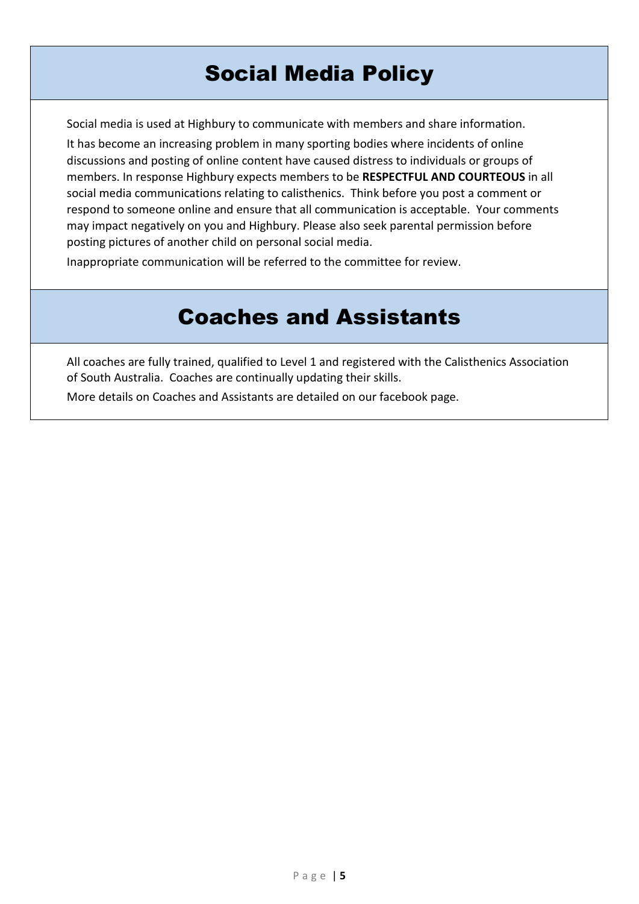# Social Media Policy

Social media is used at Highbury to communicate with members and share information.

It has become an increasing problem in many sporting bodies where incidents of online discussions and posting of online content have caused distress to individuals or groups of members. In response Highbury expects members to be **RESPECTFUL AND COURTEOUS** in all social media communications relating to calisthenics. Think before you post a comment or respond to someone online and ensure that all communication is acceptable. Your comments may impact negatively on you and Highbury. Please also seek parental permission before posting pictures of another child on personal social media.

Inappropriate communication will be referred to the committee for review.

# Coaches and Assistants

All coaches are fully trained, qualified to Level 1 and registered with the Calisthenics Association of South Australia. Coaches are continually updating their skills.

More details on Coaches and Assistants are detailed on our facebook page.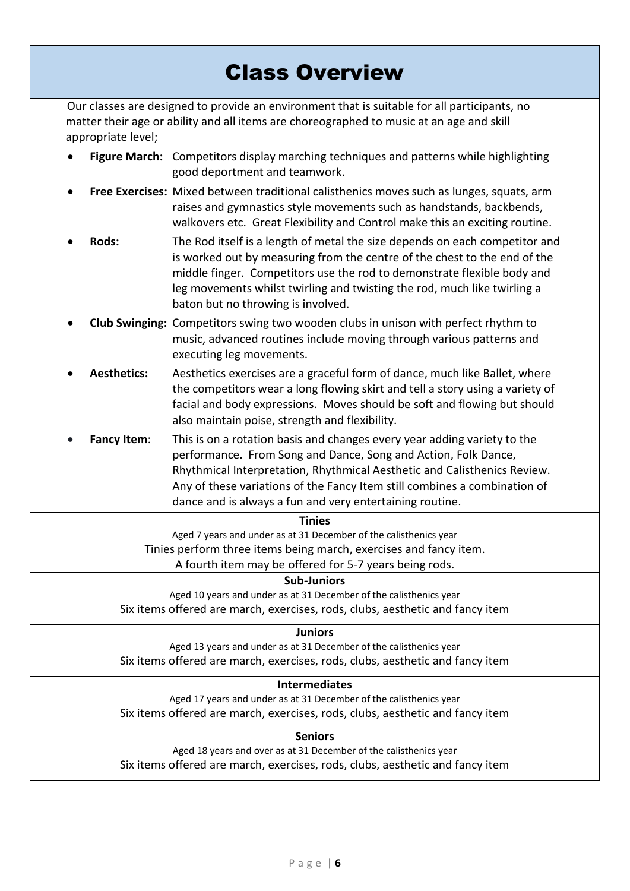# Class Overview

Our classes are designed to provide an environment that is suitable for all participants, no matter their age or ability and all items are choreographed to music at an age and skill appropriate level;

- **Figure March:** Competitors display marching techniques and patterns while highlighting good deportment and teamwork.
- **Free Exercises:** Mixed between traditional calisthenics moves such as lunges, squats, arm raises and gymnastics style movements such as handstands, backbends, walkovers etc. Great Flexibility and Control make this an exciting routine.
- **Rods:** The Rod itself is a length of metal the size depends on each competitor and is worked out by measuring from the centre of the chest to the end of the middle finger. Competitors use the rod to demonstrate flexible body and leg movements whilst twirling and twisting the rod, much like twirling a baton but no throwing is involved.
- **Club Swinging:** Competitors swing two wooden clubs in unison with perfect rhythm to music, advanced routines include moving through various patterns and executing leg movements.
- **Aesthetics:** Aesthetics exercises are a graceful form of dance, much like Ballet, where the competitors wear a long flowing skirt and tell a story using a variety of facial and body expressions. Moves should be soft and flowing but should also maintain poise, strength and flexibility.
- **Fancy Item**: This is on a rotation basis and changes every year adding variety to the performance. From Song and Dance, Song and Action, Folk Dance, Rhythmical Interpretation, Rhythmical Aesthetic and Calisthenics Review. Any of these variations of the Fancy Item still combines a combination of dance and is always a fun and very entertaining routine.

**Tinies**

Aged 7 years and under as at 31 December of the calisthenics year

Tinies perform three items being march, exercises and fancy item.

A fourth item may be offered for 5-7 years being rods.

**Sub-Juniors**

Aged 10 years and under as at 31 December of the calisthenics year

Six items offered are march, exercises, rods, clubs, aesthetic and fancy item

**Juniors**

Aged 13 years and under as at 31 December of the calisthenics year

Six items offered are march, exercises, rods, clubs, aesthetic and fancy item

**Intermediates**

Aged 17 years and under as at 31 December of the calisthenics year

Six items offered are march, exercises, rods, clubs, aesthetic and fancy item

**Seniors**

Aged 18 years and over as at 31 December of the calisthenics year

Six items offered are march, exercises, rods, clubs, aesthetic and fancy item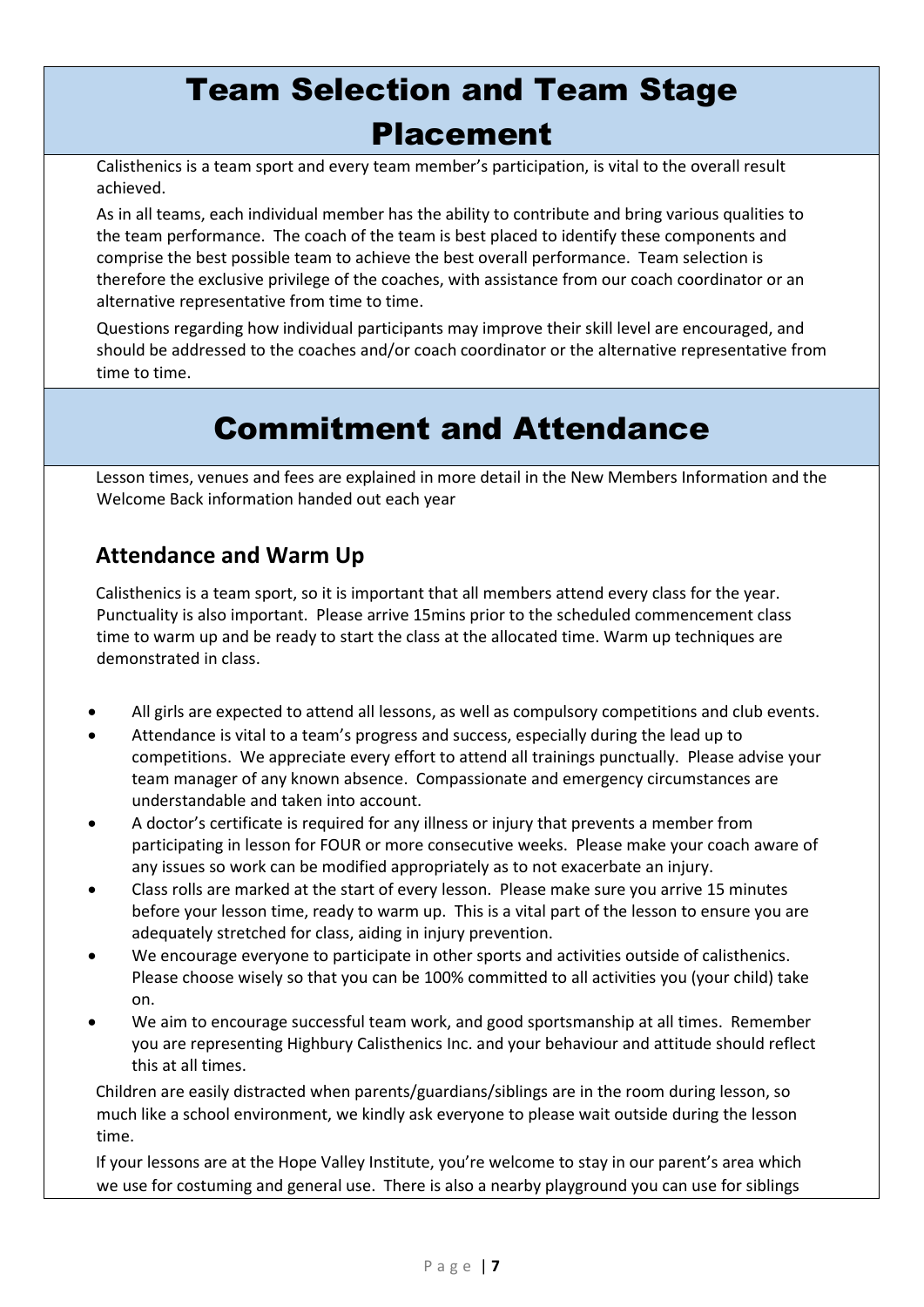# Team Selection and Team Stage Placement

Calisthenics is a team sport and every team member's participation, is vital to the overall result achieved.

As in all teams, each individual member has the ability to contribute and bring various qualities to the team performance. The coach of the team is best placed to identify these components and comprise the best possible team to achieve the best overall performance. Team selection is therefore the exclusive privilege of the coaches, with assistance from our coach coordinator or an alternative representative from time to time.

Questions regarding how individual participants may improve their skill level are encouraged, and should be addressed to the coaches and/or coach coordinator or the alternative representative from time to time.

# Commitment and Attendance

Lesson times, venues and fees are explained in more detail in the New Members Information and the Welcome Back information handed out each year

## Attendance and Warm Up

Calisthenics is a team sport, so it is important that all members attend every class for the year. Punctuality is also important. Please arrive 15mins prior to the scheduled commencement class time to warm up and be ready to start the class at the allocated time. Warm up techniques are demonstrated in class.

- All girls are expected to attend all lessons, as well as compulsory competitions and club events.
- Attendance is vital to a team's progress and success, especially during the lead up to competitions. We appreciate every effort to attend all trainings punctually. Please advise your team manager of any known absence. Compassionate and emergency circumstances are understandable and taken into account.
- A doctor's certificate is required for any illness or injury that prevents a member from participating in lesson for FOUR or more consecutive weeks. Please make your coach aware of any issues so work can be modified appropriately as to not exacerbate an injury.
- Class rolls are marked at the start of every lesson. Please make sure you arrive 15 minutes before your lesson time, ready to warm up. This is a vital part of the lesson to ensure you are adequately stretched for class, aiding in injury prevention.
- We encourage everyone to participate in other sports and activities outside of calisthenics. Please choose wisely so that you can be 100% committed to all activities you (your child) take on.
- We aim to encourage successful team work, and good sportsmanship at all times. Remember you are representing Highbury Calisthenics Inc. and your behaviour and attitude should reflect this at all times.

Children are easily distracted when parents/guardians/siblings are in the room during lesson, so much like a school environment, we kindly ask everyone to please wait outside during the lesson time.

If your lessons are at the Hope Valley Institute, you're welcome to stay in our parent's area which we use for costuming and general use. There is also a nearby playground you can use for siblings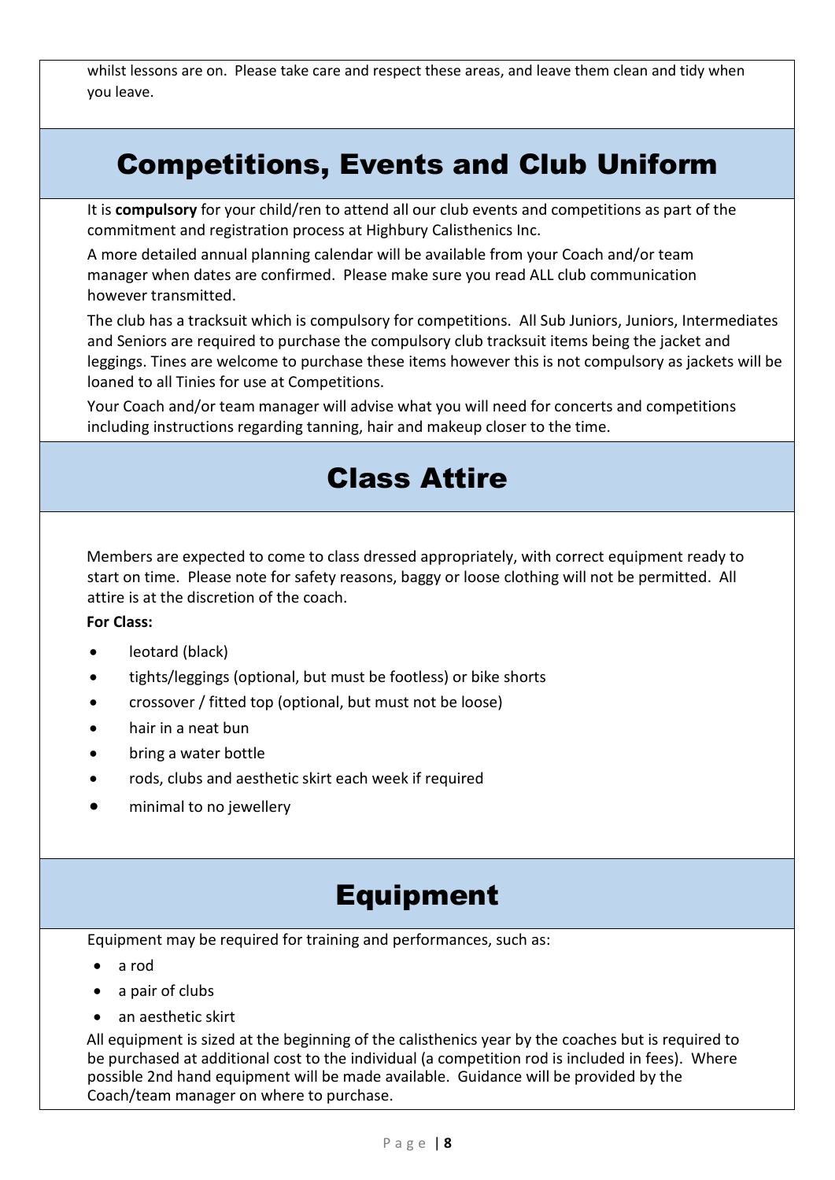whilst lessons are on. Please take care and respect these areas, and leave them clean and tidy when you leave.

## Competitions, Events and Club Uniform

It is **compulsory** for your child/ren to attend all our club events and competitions as part of the commitment and registration process at Highbury Calisthenics Inc.

A more detailed annual planning calendar will be available from your Coach and/or team manager when dates are confirmed. Please make sure you read ALL club communication however transmitted.

The club has a tracksuit which is compulsory for competitions. All Sub Juniors, Juniors, Intermediates and Seniors are required to purchase the compulsory club tracksuit items being the jacket and leggings. Tines are welcome to purchase these items however this is not compulsory as jackets will be loaned to all Tinies for use at Competitions.

Your Coach and/or team manager will advise what you will need for concerts and competitions including instructions regarding tanning, hair and makeup closer to the time.

## Class Attire

Members are expected to come to class dressed appropriately, with correct equipment ready to start on time. Please note for safety reasons, baggy or loose clothing will not be permitted. All attire is at the discretion of the coach.

**For Class:**

- leotard (black)
- tights/leggings (optional, but must be footless) or bike shorts
- crossover / fitted top (optional, but must not be loose)
- hair in a neat bun
- bring a water bottle
- rods, clubs and aesthetic skirt each week if required
- minimal to no jewellery

## Equipment

Equipment may be required for training and performances, such as:

- a rod
- a pair of clubs
- an aesthetic skirt

All equipment is sized at the beginning of the calisthenics year by the coaches but is required to be purchased at additional cost to the individual (a competition rod is included in fees). Where possible 2nd hand equipment will be made available. Guidance will be provided by the Coach/team manager on where to purchase.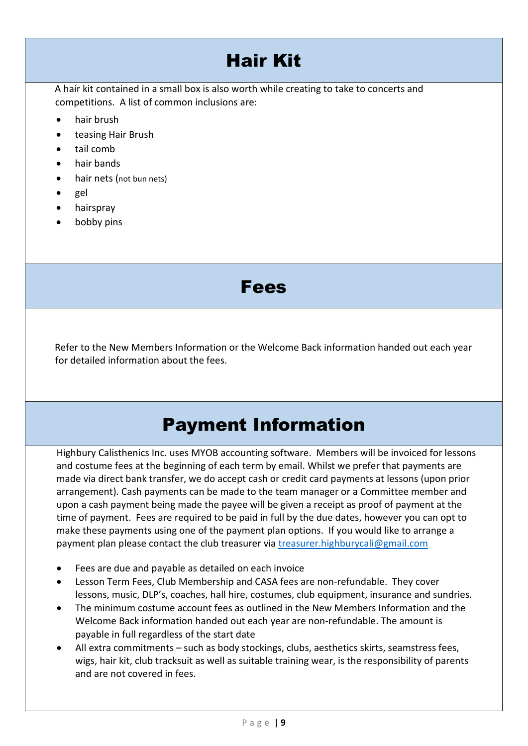# Hair Kit

A hair kit contained in a small box is also worth while creating to take to concerts and competitions. A list of common inclusions are:

- hair brush
- teasing Hair Brush
- tail comb
- hair bands
- hair nets (not bun nets)
- gel
- hairspray
- bobby pins

# Fees

Refer to the New Members Information or the Welcome Back information handed out each year for detailed information about the fees.

# Payment Information

Highbury Calisthenics Inc. uses MYOB accounting software. Members will be invoiced for lessons and costume fees at the beginning of each term by email. Whilst we prefer that payments are made via direct bank transfer, we do accept cash or credit card payments at lessons (upon prior arrangement). Cash payments can be made to the team manager or a Committee member and upon a cash payment being made the payee will be given a receipt as proof of payment at the time of payment. Fees are required to be paid in full by the due dates, however you can opt to make these payments using one of the payment plan options. If you would like to arrange a payment plan please contact the club treasurer via treasurer.highburycali@gmail.com

- Fees are due and payable as detailed on each invoice
- Lesson Term Fees, Club Membership and CASA fees are non-refundable. They cover lessons, music, DLP's, coaches, hall hire, costumes, club equipment, insurance and sundries.
- The minimum costume account fees as outlined in the New Members Information and the Welcome Back information handed out each year are non-refundable. The amount is payable in full regardless of the start date
- All extra commitments – such as body stockings, clubs, aesthetics skirts, seamstress fees, wigs, hair kit, club tracksuit as well as suitable training wear, is the responsibility of parents and are not covered in fees.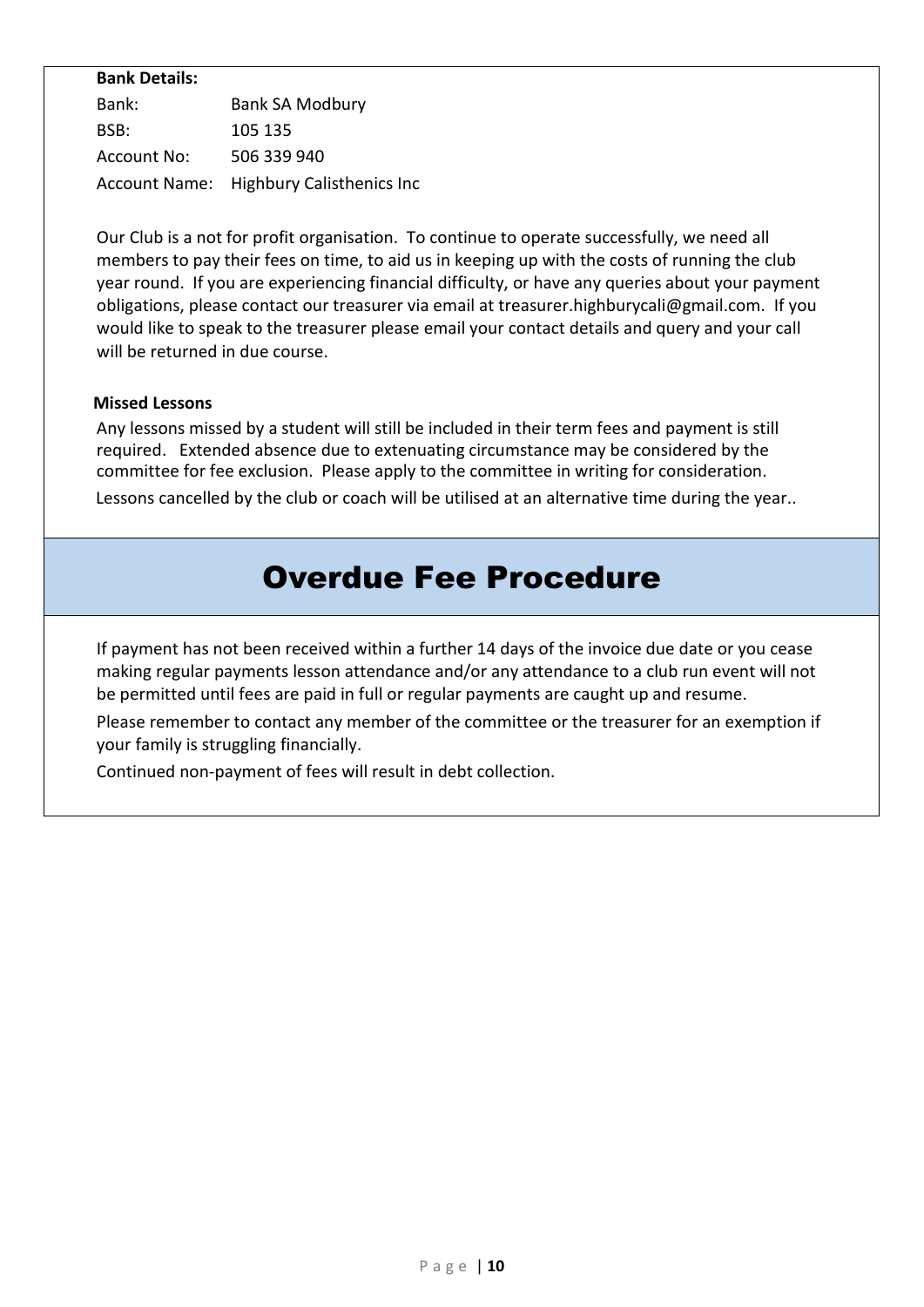**Bank Details:**

| | |
|---|---|
| Bank: | Bank SA Modbury |
| BSB: | 105 135 |
| Account No: | 506 339 940 |
| Account Name: | Highbury Calisthenics Inc |

Our Club is a not for profit organisation. To continue to operate successfully, we need all members to pay their fees on time, to aid us in keeping up with the costs of running the club year round. If you are experiencing financial difficulty, or have any queries about your payment obligations, please contact our treasurer via email at treasurer.highburycali@gmail.com. If you would like to speak to the treasurer please email your contact details and query and your call will be returned in due course.

**Missed Lessons**

Any lessons missed by a student will still be included in their term fees and payment is still required. Extended absence due to extenuating circumstance may be considered by the committee for fee exclusion. Please apply to the committee in writing for consideration.

Lessons cancelled by the club or coach will be utilised at an alternative time during the year..

# Overdue Fee Procedure

If payment has not been received within a further 14 days of the invoice due date or you cease making regular payments lesson attendance and/or any attendance to a club run event will not be permitted until fees are paid in full or regular payments are caught up and resume.

Please remember to contact any member of the committee or the treasurer for an exemption if your family is struggling financially.

Continued non-payment of fees will result in debt collection.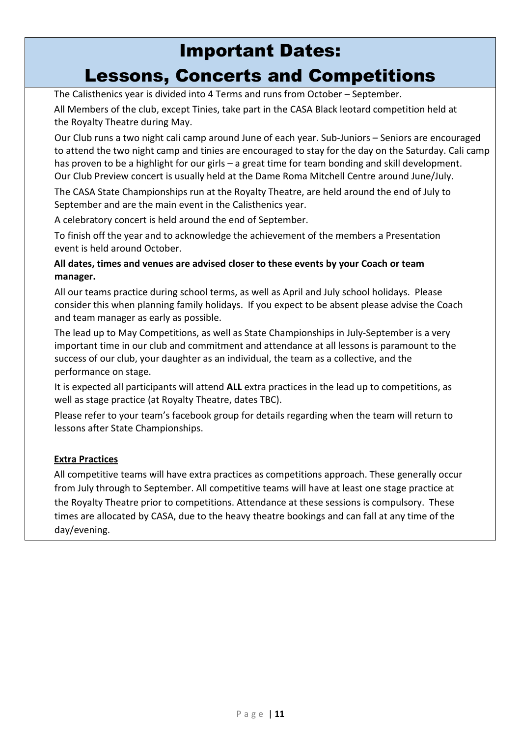# Important Dates: Lessons, Concerts and Competitions

The Calisthenics year is divided into 4 Terms and runs from October – September.

All Members of the club, except Tinies, take part in the CASA Black leotard competition held at the Royalty Theatre during May.

Our Club runs a two night cali camp around June of each year. Sub-Juniors – Seniors are encouraged to attend the two night camp and tinies are encouraged to stay for the day on the Saturday. Cali camp has proven to be a highlight for our girls – a great time for team bonding and skill development. Our Club Preview concert is usually held at the Dame Roma Mitchell Centre around June/July.

The CASA State Championships run at the Royalty Theatre, are held around the end of July to September and are the main event in the Calisthenics year.

A celebratory concert is held around the end of September.

To finish off the year and to acknowledge the achievement of the members a Presentation event is held around October.

**All dates, times and venues are advised closer to these events by your Coach or team manager.**

All our teams practice during school terms, as well as April and July school holidays. Please consider this when planning family holidays. If you expect to be absent please advise the Coach and team manager as early as possible.

The lead up to May Competitions, as well as State Championships in July-September is a very important time in our club and commitment and attendance at all lessons is paramount to the success of our club, your daughter as an individual, the team as a collective, and the performance on stage.

It is expected all participants will attend **ALL** extra practices in the lead up to competitions, as well as stage practice (at Royalty Theatre, dates TBC).

Please refer to your team's facebook group for details regarding when the team will return to lessons after State Championships.

## Extra Practices

All competitive teams will have extra practices as competitions approach. These generally occur from July through to September. All competitive teams will have at least one stage practice at the Royalty Theatre prior to competitions. Attendance at these sessions is compulsory. These times are allocated by CASA, due to the heavy theatre bookings and can fall at any time of the day/evening.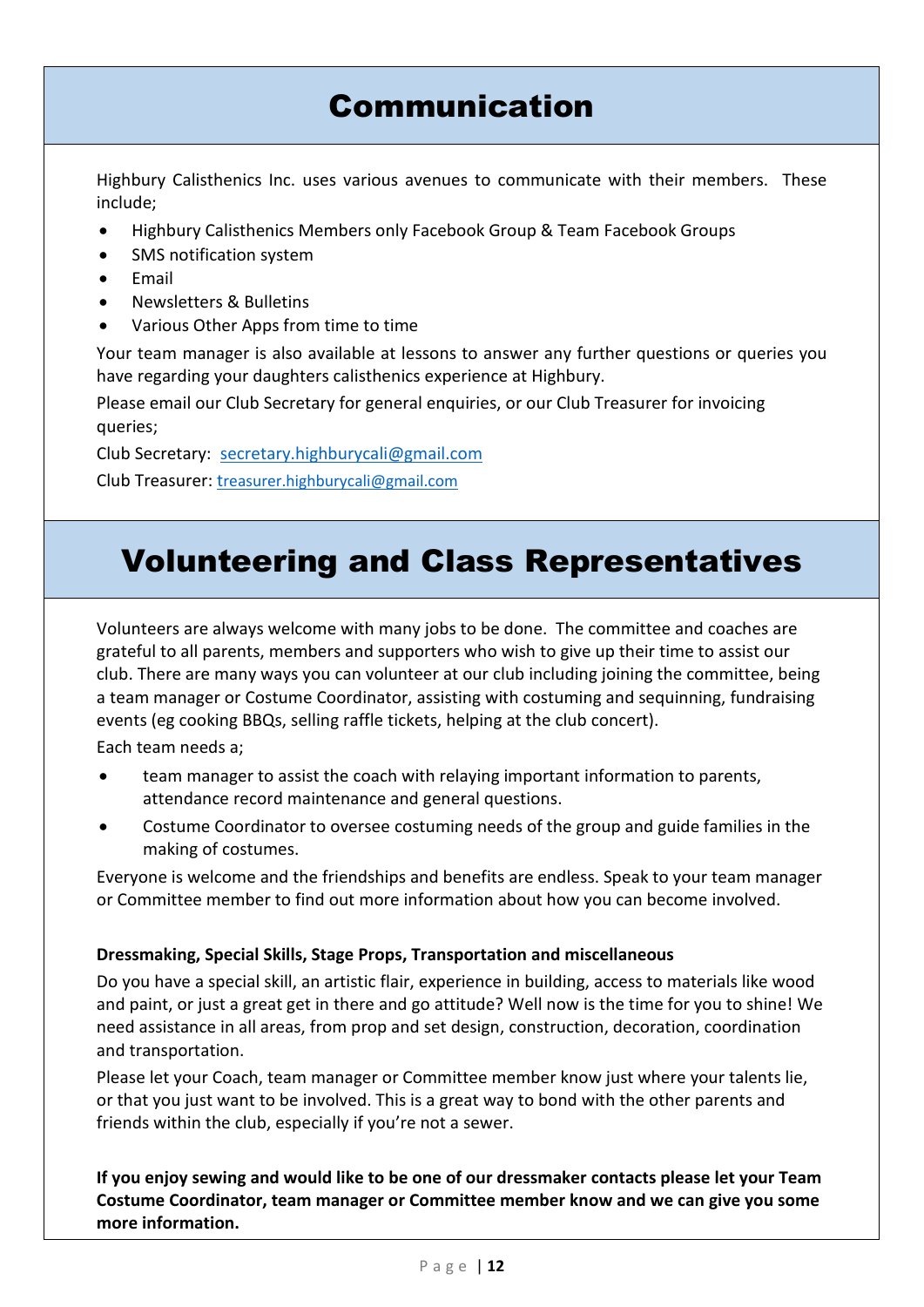# Communication

Highbury Calisthenics Inc. uses various avenues to communicate with their members. These include;

- Highbury Calisthenics Members only Facebook Group & Team Facebook Groups
- SMS notification system
- Email
- Newsletters & Bulletins
- Various Other Apps from time to time

Your team manager is also available at lessons to answer any further questions or queries you have regarding your daughters calisthenics experience at Highbury.

Please email our Club Secretary for general enquiries, or our Club Treasurer for invoicing queries;

Club Secretary: secretary.highburycali@gmail.com

Club Treasurer: treasurer.highburycali@gmail.com

# Volunteering and Class Representatives

Volunteers are always welcome with many jobs to be done. The committee and coaches are grateful to all parents, members and supporters who wish to give up their time to assist our club. There are many ways you can volunteer at our club including joining the committee, being a team manager or Costume Coordinator, assisting with costuming and sequinning, fundraising events (eg cooking BBQs, selling raffle tickets, helping at the club concert).

Each team needs a;

- team manager to assist the coach with relaying important information to parents, attendance record maintenance and general questions.
- Costume Coordinator to oversee costuming needs of the group and guide families in the making of costumes.

Everyone is welcome and the friendships and benefits are endless. Speak to your team manager or Committee member to find out more information about how you can become involved.

**Dressmaking, Special Skills, Stage Props, Transportation and miscellaneous**

Do you have a special skill, an artistic flair, experience in building, access to materials like wood and paint, or just a great get in there and go attitude? Well now is the time for you to shine! We need assistance in all areas, from prop and set design, construction, decoration, coordination and transportation.

Please let your Coach, team manager or Committee member know just where your talents lie, or that you just want to be involved. This is a great way to bond with the other parents and friends within the club, especially if you're not a sewer.

**If you enjoy sewing and would like to be one of our dressmaker contacts please let your Team Costume Coordinator, team manager or Committee member know and we can give you some more information.**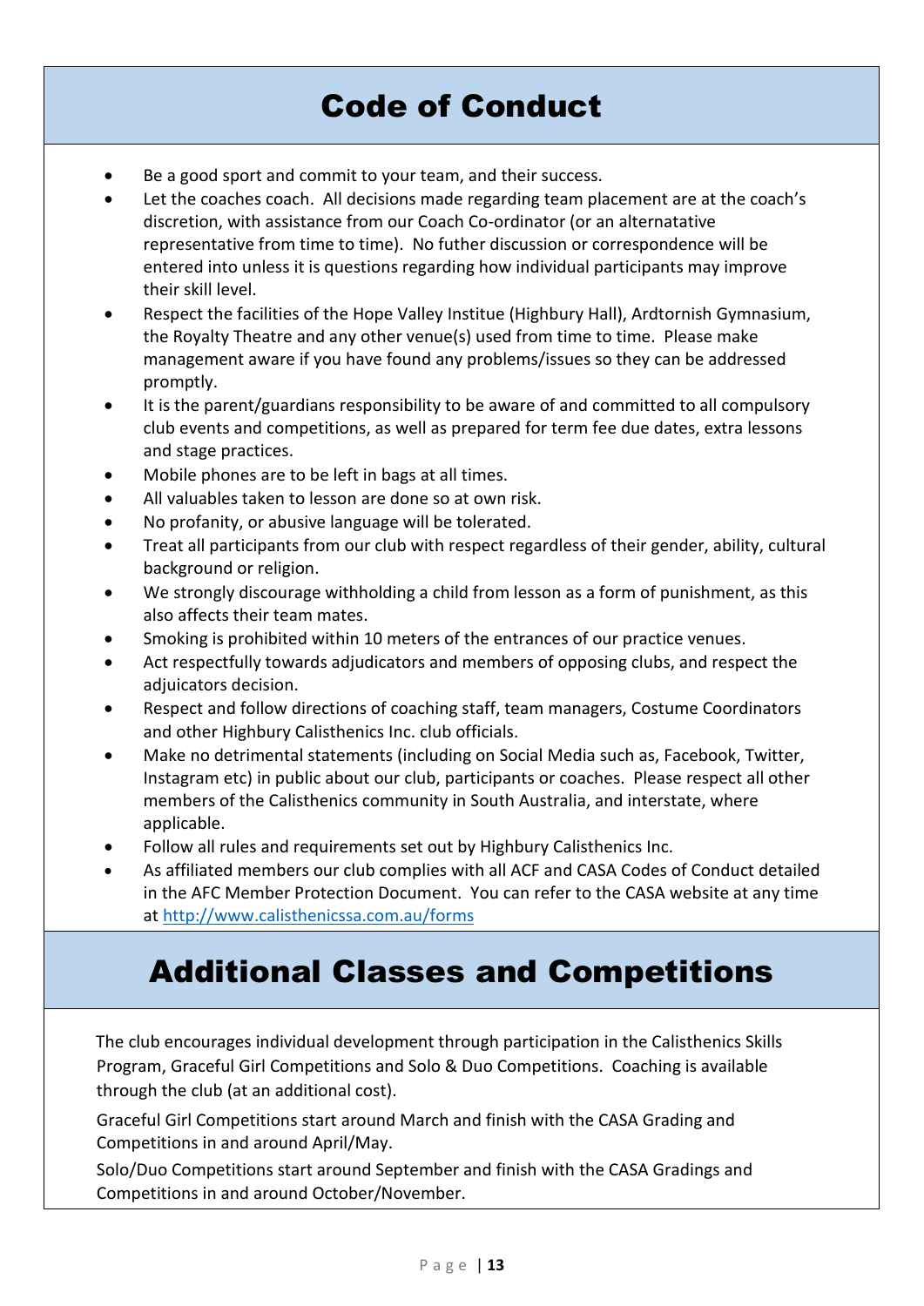# Code of Conduct

- Be a good sport and commit to your team, and their success.
- Let the coaches coach. All decisions made regarding team placement are at the coach's discretion, with assistance from our Coach Co-ordinator (or an alternatative representative from time to time). No futher discussion or correspondence will be entered into unless it is questions regarding how individual participants may improve their skill level.
- Respect the facilities of the Hope Valley Institue (Highbury Hall), Ardtornish Gymnasium, the Royalty Theatre and any other venue(s) used from time to time. Please make management aware if you have found any problems/issues so they can be addressed promptly.
- It is the parent/guardians responsibility to be aware of and committed to all compulsory club events and competitions, as well as prepared for term fee due dates, extra lessons and stage practices.
- Mobile phones are to be left in bags at all times.
- All valuables taken to lesson are done so at own risk.
- No profanity, or abusive language will be tolerated.
- Treat all participants from our club with respect regardless of their gender, ability, cultural background or religion.
- We strongly discourage withholding a child from lesson as a form of punishment, as this also affects their team mates.
- Smoking is prohibited within 10 meters of the entrances of our practice venues.
- Act respectfully towards adjudicators and members of opposing clubs, and respect the adjuicators decision.
- Respect and follow directions of coaching staff, team managers, Costume Coordinators and other Highbury Calisthenics Inc. club officials.
- Make no detrimental statements (including on Social Media such as, Facebook, Twitter, Instagram etc) in public about our club, participants or coaches. Please respect all other members of the Calisthenics community in South Australia, and interstate, where applicable.
- Follow all rules and requirements set out by Highbury Calisthenics Inc.
- As affiliated members our club complies with all ACF and CASA Codes of Conduct detailed in the AFC Member Protection Document. You can refer to the CASA website at any time at http://www.calisthenicssa.com.au/forms

# Additional Classes and Competitions

The club encourages individual development through participation in the Calisthenics Skills Program, Graceful Girl Competitions and Solo & Duo Competitions. Coaching is available through the club (at an additional cost).

Graceful Girl Competitions start around March and finish with the CASA Grading and Competitions in and around April/May.

Solo/Duo Competitions start around September and finish with the CASA Gradings and Competitions in and around October/November.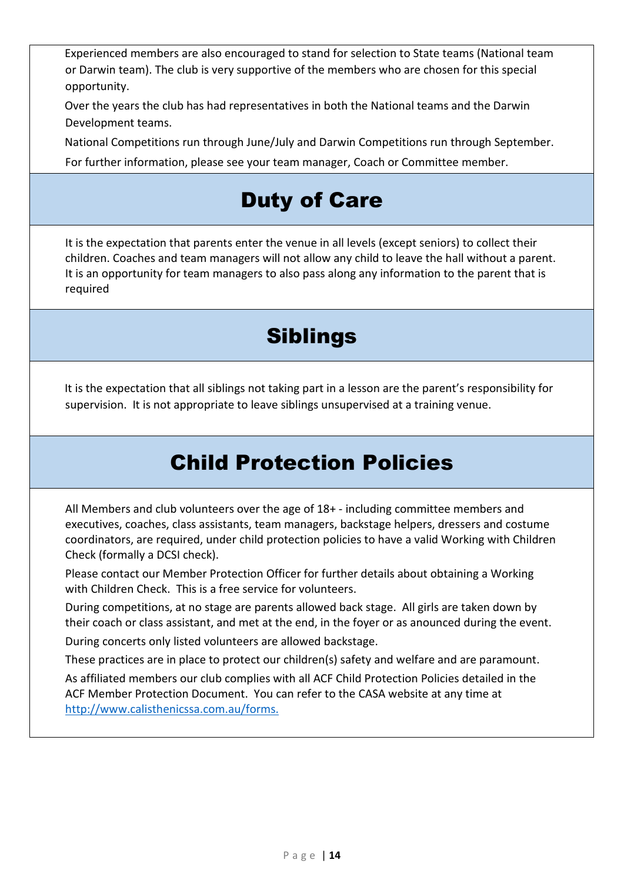Experienced members are also encouraged to stand for selection to State teams (National team or Darwin team). The club is very supportive of the members who are chosen for this special opportunity.

Over the years the club has had representatives in both the National teams and the Darwin Development teams.

National Competitions run through June/July and Darwin Competitions run through September.

For further information, please see your team manager, Coach or Committee member.

# Duty of Care

It is the expectation that parents enter the venue in all levels (except seniors) to collect their children. Coaches and team managers will not allow any child to leave the hall without a parent. It is an opportunity for team managers to also pass along any information to the parent that is required

# Siblings

It is the expectation that all siblings not taking part in a lesson are the parent's responsibility for supervision. It is not appropriate to leave siblings unsupervised at a training venue.

# Child Protection Policies

All Members and club volunteers over the age of 18+ - including committee members and executives, coaches, class assistants, team managers, backstage helpers, dressers and costume coordinators, are required, under child protection policies to have a valid Working with Children Check (formally a DCSI check).

Please contact our Member Protection Officer for further details about obtaining a Working with Children Check. This is a free service for volunteers.

During competitions, at no stage are parents allowed back stage. All girls are taken down by their coach or class assistant, and met at the end, in the foyer or as anounced during the event.

During concerts only listed volunteers are allowed backstage.

These practices are in place to protect our children(s) safety and welfare and are paramount.

As affiliated members our club complies with all ACF Child Protection Policies detailed in the ACF Member Protection Document. You can refer to the CASA website at any time at [http://www.calisthenicssa.com.au/forms.](http://www.calisthenicssa.com.au/forms)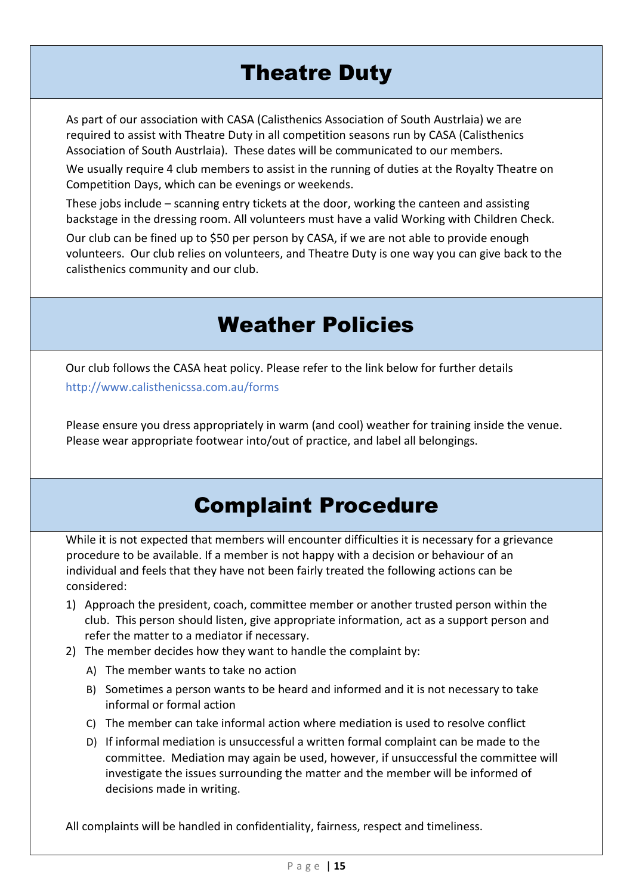# Theatre Duty

As part of our association with CASA (Calisthenics Association of South Austrlaia) we are required to assist with Theatre Duty in all competition seasons run by CASA (Calisthenics Association of South Austrlaia). These dates will be communicated to our members.

We usually require 4 club members to assist in the running of duties at the Royalty Theatre on Competition Days, which can be evenings or weekends.

These jobs include – scanning entry tickets at the door, working the canteen and assisting backstage in the dressing room. All volunteers must have a valid Working with Children Check.

Our club can be fined up to $50 per person by CASA, if we are not able to provide enough volunteers. Our club relies on volunteers, and Theatre Duty is one way you can give back to the calisthenics community and our club.

# Weather Policies

Our club follows the CASA heat policy. Please refer to the link below for further details

http://www.calisthenicssa.com.au/forms

Please ensure you dress appropriately in warm (and cool) weather for training inside the venue. Please wear appropriate footwear into/out of practice, and label all belongings.

# Complaint Procedure

While it is not expected that members will encounter difficulties it is necessary for a grievance procedure to be available. If a member is not happy with a decision or behaviour of an individual and feels that they have not been fairly treated the following actions can be considered:

1) Approach the president, coach, committee member or another trusted person within the club. This person should listen, give appropriate information, act as a support person and refer the matter to a mediator if necessary.
2) The member decides how they want to handle the complaint by:
   A) The member wants to take no action
   B) Sometimes a person wants to be heard and informed and it is not necessary to take informal or formal action
   C) The member can take informal action where mediation is used to resolve conflict
   D) If informal mediation is unsuccessful a written formal complaint can be made to the committee. Mediation may again be used, however, if unsuccessful the committee will investigate the issues surrounding the matter and the member will be informed of decisions made in writing.

All complaints will be handled in confidentiality, fairness, respect and timeliness.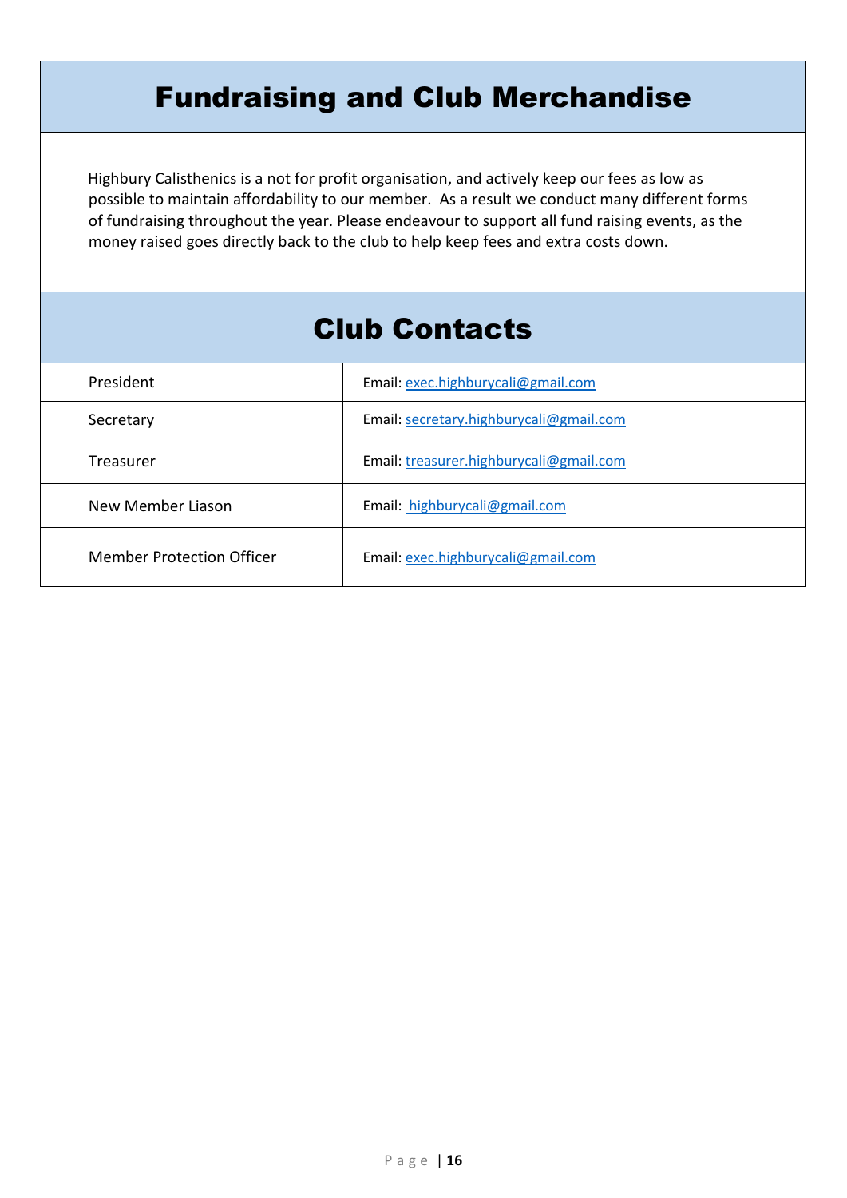# Fundraising and Club Merchandise

Highbury Calisthenics is a not for profit organisation, and actively keep our fees as low as possible to maintain affordability to our member. As a result we conduct many different forms of fundraising throughout the year. Please endeavour to support all fund raising events, as the money raised goes directly back to the club to help keep fees and extra costs down.

# Club Contacts

| | |
|---|---|
| President | Email: exec.highburycali@gmail.com |
| Secretary | Email: secretary.highburycali@gmail.com |
| Treasurer | Email: treasurer.highburycali@gmail.com |
| New Member Liason | Email: highburycali@gmail.com |
| Member Protection Officer | Email: exec.highburycali@gmail.com |